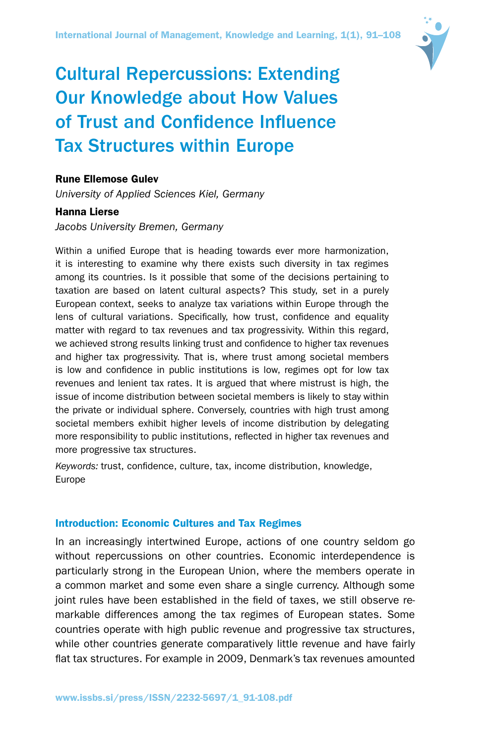# Cultural Repercussions: Extending Our Knowledge about How Values of Trust and Confidence Influence Tax Structures within Europe

**Rune Ellemose Gulev**
*University of Applied Sciences Kiel, Germany*

**Hanna Lierse**
*Jacobs University Bremen, Germany*

Within a unified Europe that is heading towards ever more harmonization, it is interesting to examine why there exists such diversity in tax regimes among its countries. Is it possible that some of the decisions pertaining to taxation are based on latent cultural aspects? This study, set in a purely European context, seeks to analyze tax variations within Europe through the lens of cultural variations. Specifically, how trust, confidence and equality matter with regard to tax revenues and tax progressivity. Within this regard, we achieved strong results linking trust and confidence to higher tax revenues and higher tax progressivity. That is, where trust among societal members is low and confidence in public institutions is low, regimes opt for low tax revenues and lenient tax rates. It is argued that where mistrust is high, the issue of income distribution between societal members is likely to stay within the private or individual sphere. Conversely, countries with high trust among societal members exhibit higher levels of income distribution by delegating more responsibility to public institutions, reflected in higher tax revenues and more progressive tax structures.

*Keywords:* trust, confidence, culture, tax, income distribution, knowledge, Europe

## Introduction: Economic Cultures and Tax Regimes

In an increasingly intertwined Europe, actions of one country seldom go without repercussions on other countries. Economic interdependence is particularly strong in the European Union, where the members operate in a common market and some even share a single currency. Although some joint rules have been established in the field of taxes, we still observe remarkable differences among the tax regimes of European states. Some countries operate with high public revenue and progressive tax structures, while other countries generate comparatively little revenue and have fairly flat tax structures. For example in 2009, Denmark's tax revenues amounted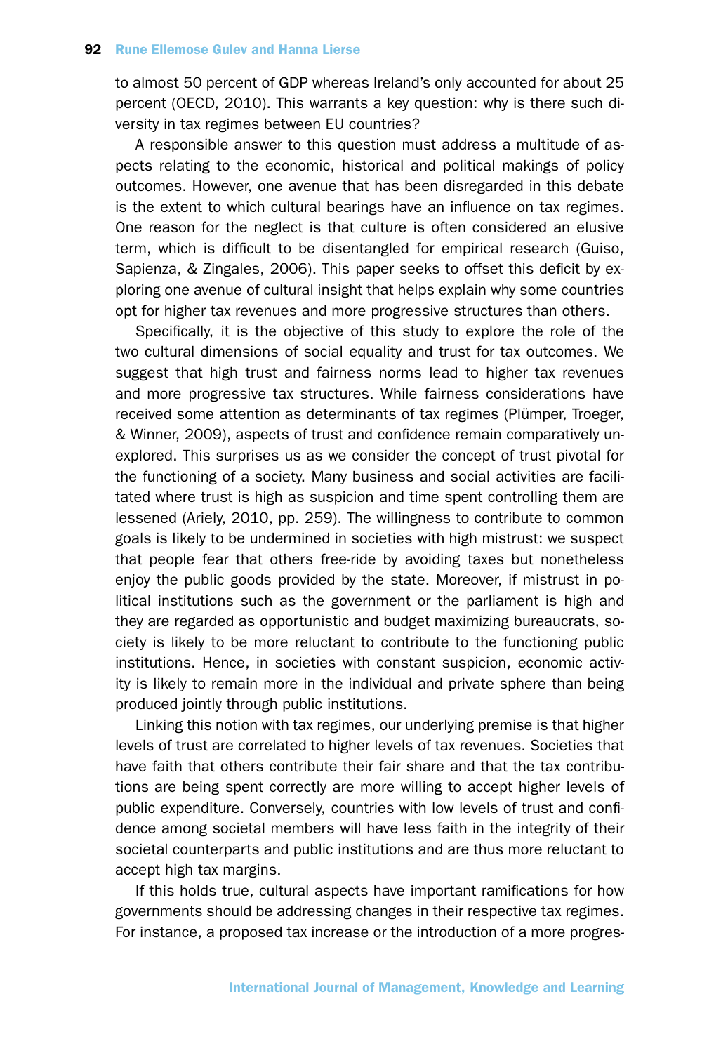to almost 50 percent of GDP whereas Ireland's only accounted for about 25 percent (OECD, 2010). This warrants a key question: why is there such diversity in tax regimes between EU countries?

A responsible answer to this question must address a multitude of aspects relating to the economic, historical and political makings of policy outcomes. However, one avenue that has been disregarded in this debate is the extent to which cultural bearings have an influence on tax regimes. One reason for the neglect is that culture is often considered an elusive term, which is difficult to be disentangled for empirical research (Guiso, Sapienza, & Zingales, 2006). This paper seeks to offset this deficit by exploring one avenue of cultural insight that helps explain why some countries opt for higher tax revenues and more progressive structures than others.

Specifically, it is the objective of this study to explore the role of the two cultural dimensions of social equality and trust for tax outcomes. We suggest that high trust and fairness norms lead to higher tax revenues and more progressive tax structures. While fairness considerations have received some attention as determinants of tax regimes (Plümper, Troeger, & Winner, 2009), aspects of trust and confidence remain comparatively unexplored. This surprises us as we consider the concept of trust pivotal for the functioning of a society. Many business and social activities are facilitated where trust is high as suspicion and time spent controlling them are lessened (Ariely, 2010, pp. 259). The willingness to contribute to common goals is likely to be undermined in societies with high mistrust: we suspect that people fear that others free-ride by avoiding taxes but nonetheless enjoy the public goods provided by the state. Moreover, if mistrust in political institutions such as the government or the parliament is high and they are regarded as opportunistic and budget maximizing bureaucrats, society is likely to be more reluctant to contribute to the functioning public institutions. Hence, in societies with constant suspicion, economic activity is likely to remain more in the individual and private sphere than being produced jointly through public institutions.

Linking this notion with tax regimes, our underlying premise is that higher levels of trust are correlated to higher levels of tax revenues. Societies that have faith that others contribute their fair share and that the tax contributions are being spent correctly are more willing to accept higher levels of public expenditure. Conversely, countries with low levels of trust and confidence among societal members will have less faith in the integrity of their societal counterparts and public institutions and are thus more reluctant to accept high tax margins.

If this holds true, cultural aspects have important ramifications for how governments should be addressing changes in their respective tax regimes. For instance, a proposed tax increase or the introduction of a more progres-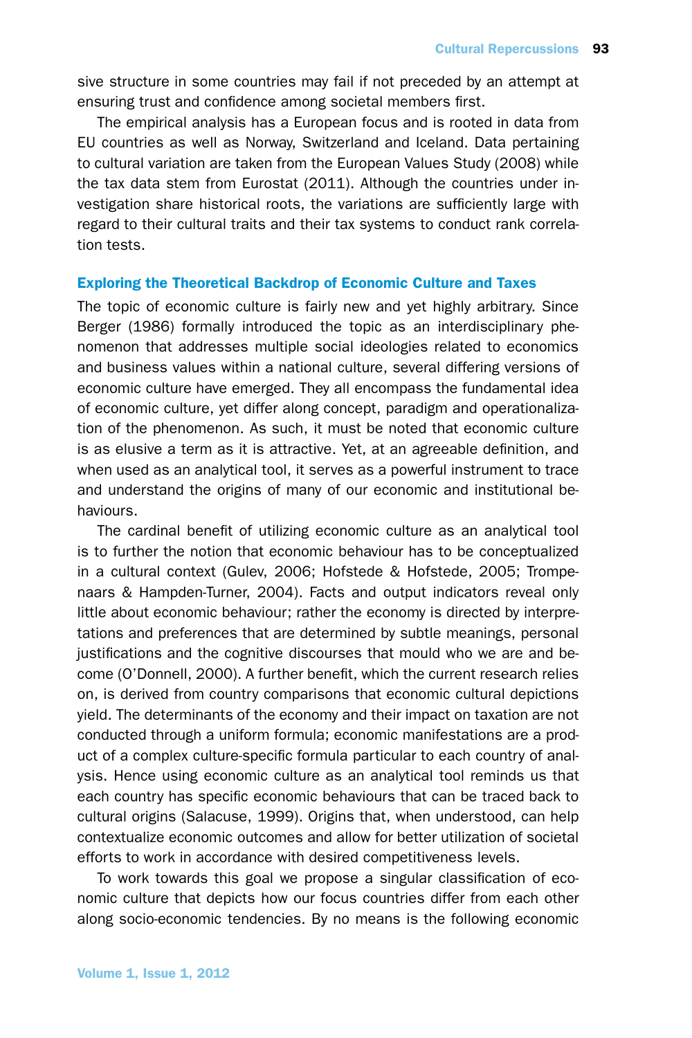sive structure in some countries may fail if not preceded by an attempt at ensuring trust and confidence among societal members first.

The empirical analysis has a European focus and is rooted in data from EU countries as well as Norway, Switzerland and Iceland. Data pertaining to cultural variation are taken from the European Values Study (2008) while the tax data stem from Eurostat (2011). Although the countries under investigation share historical roots, the variations are sufficiently large with regard to their cultural traits and their tax systems to conduct rank correlation tests.

## Exploring the Theoretical Backdrop of Economic Culture and Taxes

The topic of economic culture is fairly new and yet highly arbitrary. Since Berger (1986) formally introduced the topic as an interdisciplinary phenomenon that addresses multiple social ideologies related to economics and business values within a national culture, several differing versions of economic culture have emerged. They all encompass the fundamental idea of economic culture, yet differ along concept, paradigm and operationalization of the phenomenon. As such, it must be noted that economic culture is as elusive a term as it is attractive. Yet, at an agreeable definition, and when used as an analytical tool, it serves as a powerful instrument to trace and understand the origins of many of our economic and institutional behaviours.

The cardinal benefit of utilizing economic culture as an analytical tool is to further the notion that economic behaviour has to be conceptualized in a cultural context (Gulev, 2006; Hofstede & Hofstede, 2005; Trompenaars & Hampden-Turner, 2004). Facts and output indicators reveal only little about economic behaviour; rather the economy is directed by interpretations and preferences that are determined by subtle meanings, personal justifications and the cognitive discourses that mould who we are and become (O'Donnell, 2000). A further benefit, which the current research relies on, is derived from country comparisons that economic cultural depictions yield. The determinants of the economy and their impact on taxation are not conducted through a uniform formula; economic manifestations are a product of a complex culture-specific formula particular to each country of analysis. Hence using economic culture as an analytical tool reminds us that each country has specific economic behaviours that can be traced back to cultural origins (Salacuse, 1999). Origins that, when understood, can help contextualize economic outcomes and allow for better utilization of societal efforts to work in accordance with desired competitiveness levels.

To work towards this goal we propose a singular classification of economic culture that depicts how our focus countries differ from each other along socio-economic tendencies. By no means is the following economic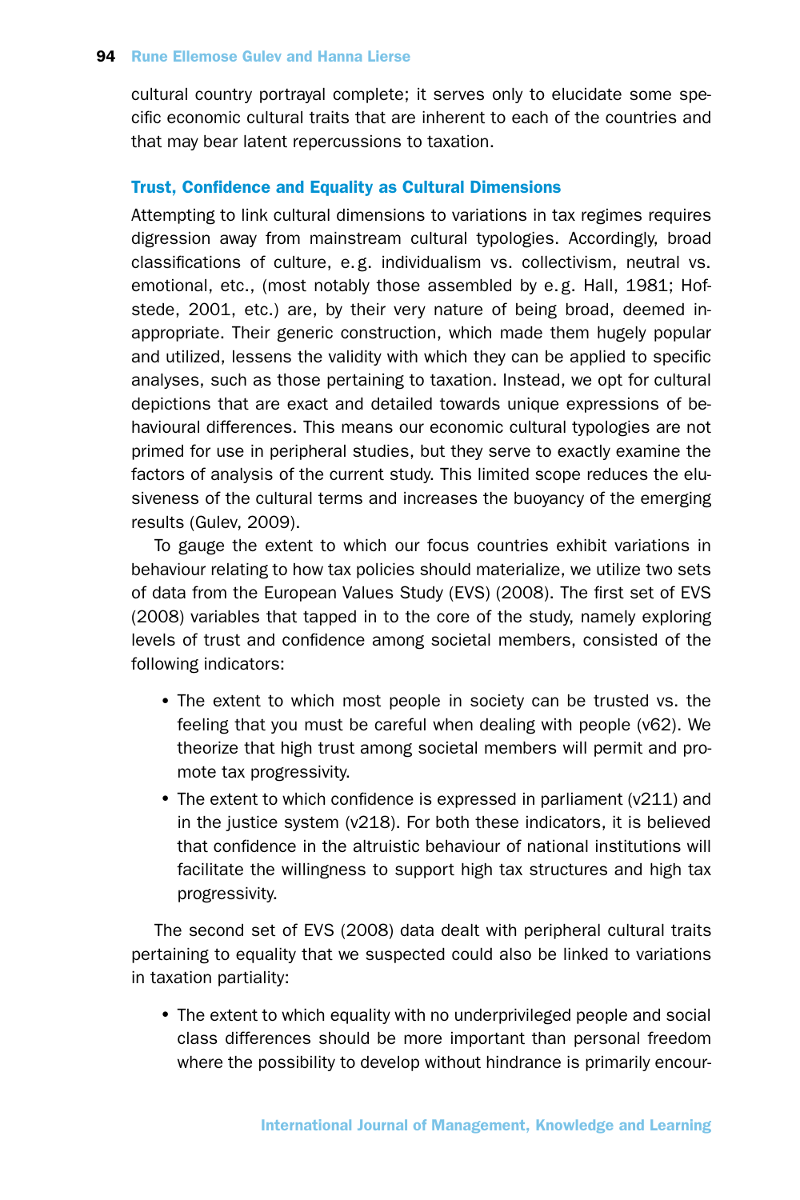cultural country portrayal complete; it serves only to elucidate some specific economic cultural traits that are inherent to each of the countries and that may bear latent repercussions to taxation.

## Trust, Confidence and Equality as Cultural Dimensions

Attempting to link cultural dimensions to variations in tax regimes requires digression away from mainstream cultural typologies. Accordingly, broad classifications of culture, e.g. individualism vs. collectivism, neutral vs. emotional, etc., (most notably those assembled by e.g. Hall, 1981; Hofstede, 2001, etc.) are, by their very nature of being broad, deemed inappropriate. Their generic construction, which made them hugely popular and utilized, lessens the validity with which they can be applied to specific analyses, such as those pertaining to taxation. Instead, we opt for cultural depictions that are exact and detailed towards unique expressions of behavioural differences. This means our economic cultural typologies are not primed for use in peripheral studies, but they serve to exactly examine the factors of analysis of the current study. This limited scope reduces the elusiveness of the cultural terms and increases the buoyancy of the emerging results (Gulev, 2009).

To gauge the extent to which our focus countries exhibit variations in behaviour relating to how tax policies should materialize, we utilize two sets of data from the European Values Study (EVS) (2008). The first set of EVS (2008) variables that tapped in to the core of the study, namely exploring levels of trust and confidence among societal members, consisted of the following indicators:

- The extent to which most people in society can be trusted vs. the feeling that you must be careful when dealing with people (v62). We theorize that high trust among societal members will permit and promote tax progressivity.
- The extent to which confidence is expressed in parliament (v211) and in the justice system (v218). For both these indicators, it is believed that confidence in the altruistic behaviour of national institutions will facilitate the willingness to support high tax structures and high tax progressivity.

The second set of EVS (2008) data dealt with peripheral cultural traits pertaining to equality that we suspected could also be linked to variations in taxation partiality:

- The extent to which equality with no underprivileged people and social class differences should be more important than personal freedom where the possibility to develop without hindrance is primarily encour-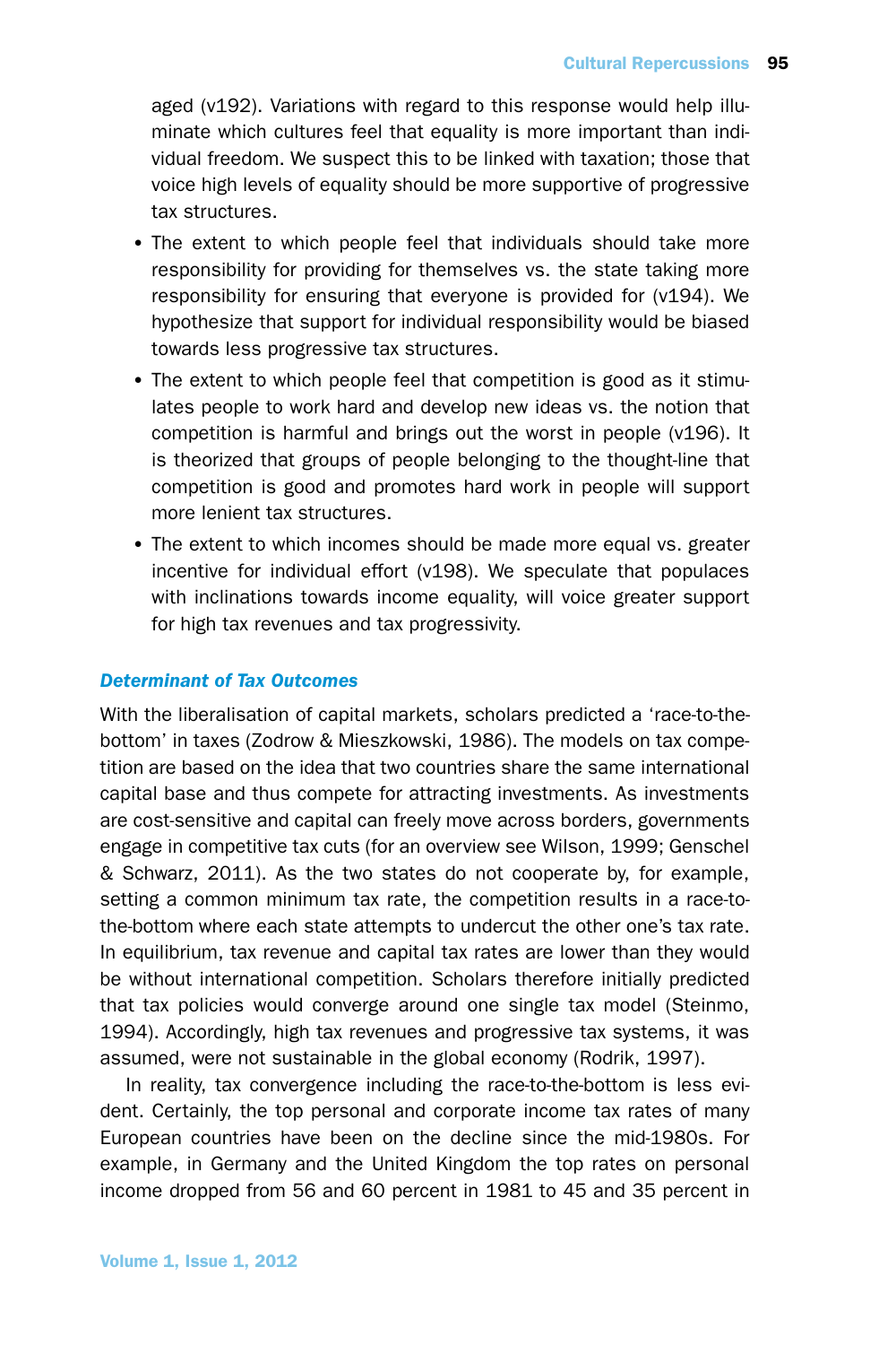aged (v192). Variations with regard to this response would help illuminate which cultures feel that equality is more important than individual freedom. We suspect this to be linked with taxation; those that voice high levels of equality should be more supportive of progressive tax structures.

- The extent to which people feel that individuals should take more responsibility for providing for themselves vs. the state taking more responsibility for ensuring that everyone is provided for (v194). We hypothesize that support for individual responsibility would be biased towards less progressive tax structures.
- The extent to which people feel that competition is good as it stimulates people to work hard and develop new ideas vs. the notion that competition is harmful and brings out the worst in people (v196). It is theorized that groups of people belonging to the thought-line that competition is good and promotes hard work in people will support more lenient tax structures.
- The extent to which incomes should be made more equal vs. greater incentive for individual effort (v198). We speculate that populaces with inclinations towards income equality, will voice greater support for high tax revenues and tax progressivity.

### *Determinant of Tax Outcomes*

With the liberalisation of capital markets, scholars predicted a 'race-to-the-bottom' in taxes (Zodrow & Mieszkowski, 1986). The models on tax competition are based on the idea that two countries share the same international capital base and thus compete for attracting investments. As investments are cost-sensitive and capital can freely move across borders, governments engage in competitive tax cuts (for an overview see Wilson, 1999; Genschel & Schwarz, 2011). As the two states do not cooperate by, for example, setting a common minimum tax rate, the competition results in a race-to-the-bottom where each state attempts to undercut the other one's tax rate. In equilibrium, tax revenue and capital tax rates are lower than they would be without international competition. Scholars therefore initially predicted that tax policies would converge around one single tax model (Steinmo, 1994). Accordingly, high tax revenues and progressive tax systems, it was assumed, were not sustainable in the global economy (Rodrik, 1997).

In reality, tax convergence including the race-to-the-bottom is less evident. Certainly, the top personal and corporate income tax rates of many European countries have been on the decline since the mid-1980s. For example, in Germany and the United Kingdom the top rates on personal income dropped from 56 and 60 percent in 1981 to 45 and 35 percent in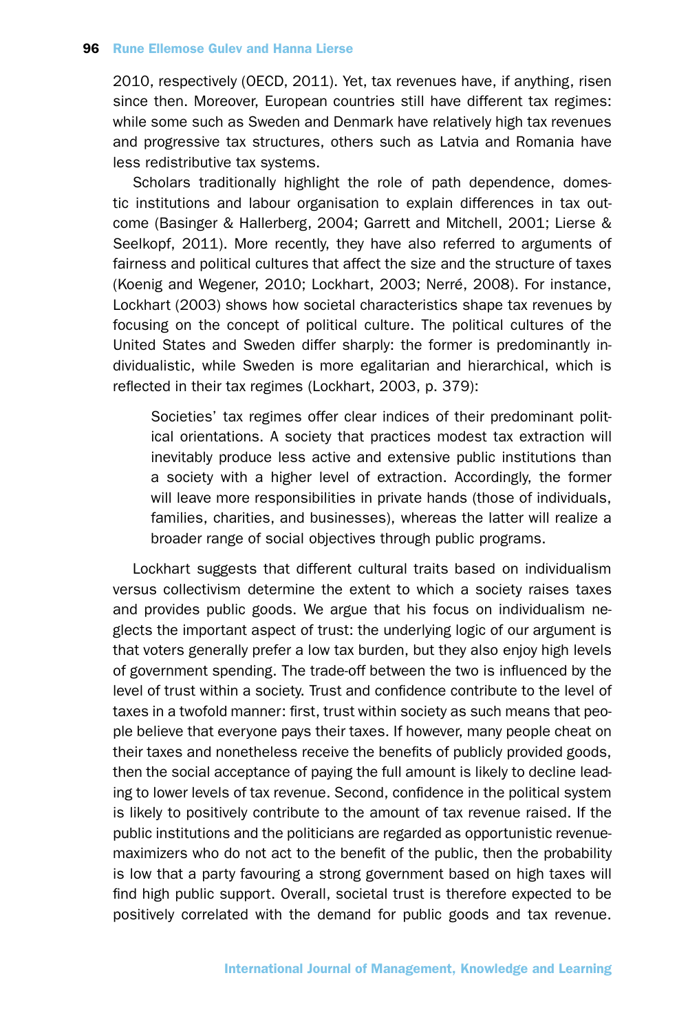2010, respectively (OECD, 2011). Yet, tax revenues have, if anything, risen since then. Moreover, European countries still have different tax regimes: while some such as Sweden and Denmark have relatively high tax revenues and progressive tax structures, others such as Latvia and Romania have less redistributive tax systems.

Scholars traditionally highlight the role of path dependence, domestic institutions and labour organisation to explain differences in tax outcome (Basinger & Hallerberg, 2004; Garrett and Mitchell, 2001; Lierse & Seelkopf, 2011). More recently, they have also referred to arguments of fairness and political cultures that affect the size and the structure of taxes (Koenig and Wegener, 2010; Lockhart, 2003; Nerré, 2008). For instance, Lockhart (2003) shows how societal characteristics shape tax revenues by focusing on the concept of political culture. The political cultures of the United States and Sweden differ sharply: the former is predominantly individualistic, while Sweden is more egalitarian and hierarchical, which is reflected in their tax regimes (Lockhart, 2003, p. 379):

> Societies' tax regimes offer clear indices of their predominant political orientations. A society that practices modest tax extraction will inevitably produce less active and extensive public institutions than a society with a higher level of extraction. Accordingly, the former will leave more responsibilities in private hands (those of individuals, families, charities, and businesses), whereas the latter will realize a broader range of social objectives through public programs.

Lockhart suggests that different cultural traits based on individualism versus collectivism determine the extent to which a society raises taxes and provides public goods. We argue that his focus on individualism neglects the important aspect of trust: the underlying logic of our argument is that voters generally prefer a low tax burden, but they also enjoy high levels of government spending. The trade-off between the two is influenced by the level of trust within a society. Trust and confidence contribute to the level of taxes in a twofold manner: first, trust within society as such means that people believe that everyone pays their taxes. If however, many people cheat on their taxes and nonetheless receive the benefits of publicly provided goods, then the social acceptance of paying the full amount is likely to decline leading to lower levels of tax revenue. Second, confidence in the political system is likely to positively contribute to the amount of tax revenue raised. If the public institutions and the politicians are regarded as opportunistic revenue-maximizers who do not act to the benefit of the public, then the probability is low that a party favouring a strong government based on high taxes will find high public support. Overall, societal trust is therefore expected to be positively correlated with the demand for public goods and tax revenue.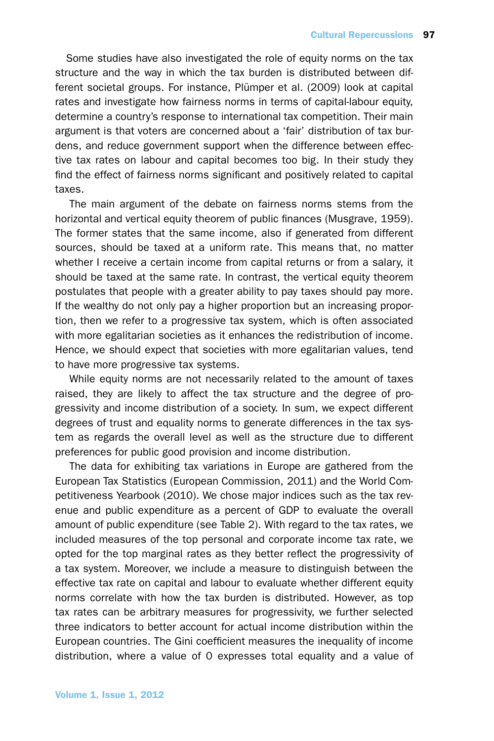Some studies have also investigated the role of equity norms on the tax structure and the way in which the tax burden is distributed between different societal groups. For instance, Plümper et al. (2009) look at capital rates and investigate how fairness norms in terms of capital-labour equity, determine a country's response to international tax competition. Their main argument is that voters are concerned about a 'fair' distribution of tax burdens, and reduce government support when the difference between effective tax rates on labour and capital becomes too big. In their study they find the effect of fairness norms significant and positively related to capital taxes.

The main argument of the debate on fairness norms stems from the horizontal and vertical equity theorem of public finances (Musgrave, 1959). The former states that the same income, also if generated from different sources, should be taxed at a uniform rate. This means that, no matter whether I receive a certain income from capital returns or from a salary, it should be taxed at the same rate. In contrast, the vertical equity theorem postulates that people with a greater ability to pay taxes should pay more. If the wealthy do not only pay a higher proportion but an increasing proportion, then we refer to a progressive tax system, which is often associated with more egalitarian societies as it enhances the redistribution of income. Hence, we should expect that societies with more egalitarian values, tend to have more progressive tax systems.

While equity norms are not necessarily related to the amount of taxes raised, they are likely to affect the tax structure and the degree of progressivity and income distribution of a society. In sum, we expect different degrees of trust and equality norms to generate differences in the tax system as regards the overall level as well as the structure due to different preferences for public good provision and income distribution.

The data for exhibiting tax variations in Europe are gathered from the European Tax Statistics (European Commission, 2011) and the World Competitiveness Yearbook (2010). We chose major indices such as the tax revenue and public expenditure as a percent of GDP to evaluate the overall amount of public expenditure (see Table 2). With regard to the tax rates, we included measures of the top personal and corporate income tax rate, we opted for the top marginal rates as they better reflect the progressivity of a tax system. Moreover, we include a measure to distinguish between the effective tax rate on capital and labour to evaluate whether different equity norms correlate with how the tax burden is distributed. However, as top tax rates can be arbitrary measures for progressivity, we further selected three indicators to better account for actual income distribution within the European countries. The Gini coefficient measures the inequality of income distribution, where a value of 0 expresses total equality and a value of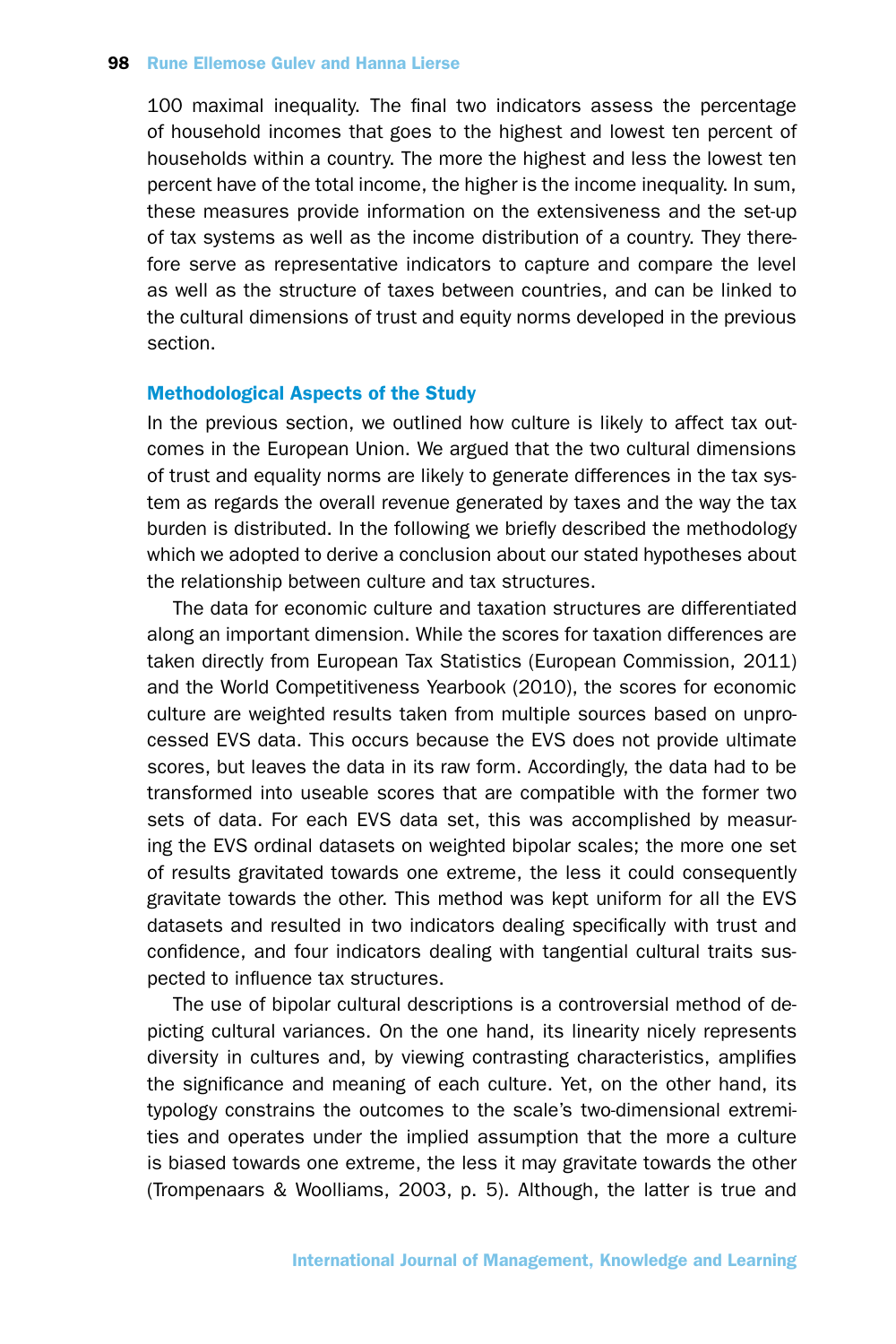100 maximal inequality. The final two indicators assess the percentage of household incomes that goes to the highest and lowest ten percent of households within a country. The more the highest and less the lowest ten percent have of the total income, the higher is the income inequality. In sum, these measures provide information on the extensiveness and the set-up of tax systems as well as the income distribution of a country. They therefore serve as representative indicators to capture and compare the level as well as the structure of taxes between countries, and can be linked to the cultural dimensions of trust and equity norms developed in the previous section.

## Methodological Aspects of the Study

In the previous section, we outlined how culture is likely to affect tax outcomes in the European Union. We argued that the two cultural dimensions of trust and equality norms are likely to generate differences in the tax system as regards the overall revenue generated by taxes and the way the tax burden is distributed. In the following we briefly described the methodology which we adopted to derive a conclusion about our stated hypotheses about the relationship between culture and tax structures.

The data for economic culture and taxation structures are differentiated along an important dimension. While the scores for taxation differences are taken directly from European Tax Statistics (European Commission, 2011) and the World Competitiveness Yearbook (2010), the scores for economic culture are weighted results taken from multiple sources based on unprocessed EVS data. This occurs because the EVS does not provide ultimate scores, but leaves the data in its raw form. Accordingly, the data had to be transformed into useable scores that are compatible with the former two sets of data. For each EVS data set, this was accomplished by measuring the EVS ordinal datasets on weighted bipolar scales; the more one set of results gravitated towards one extreme, the less it could consequently gravitate towards the other. This method was kept uniform for all the EVS datasets and resulted in two indicators dealing specifically with trust and confidence, and four indicators dealing with tangential cultural traits suspected to influence tax structures.

The use of bipolar cultural descriptions is a controversial method of depicting cultural variances. On the one hand, its linearity nicely represents diversity in cultures and, by viewing contrasting characteristics, amplifies the significance and meaning of each culture. Yet, on the other hand, its typology constrains the outcomes to the scale's two-dimensional extremities and operates under the implied assumption that the more a culture is biased towards one extreme, the less it may gravitate towards the other (Trompenaars & Woolliams, 2003, p. 5). Although, the latter is true and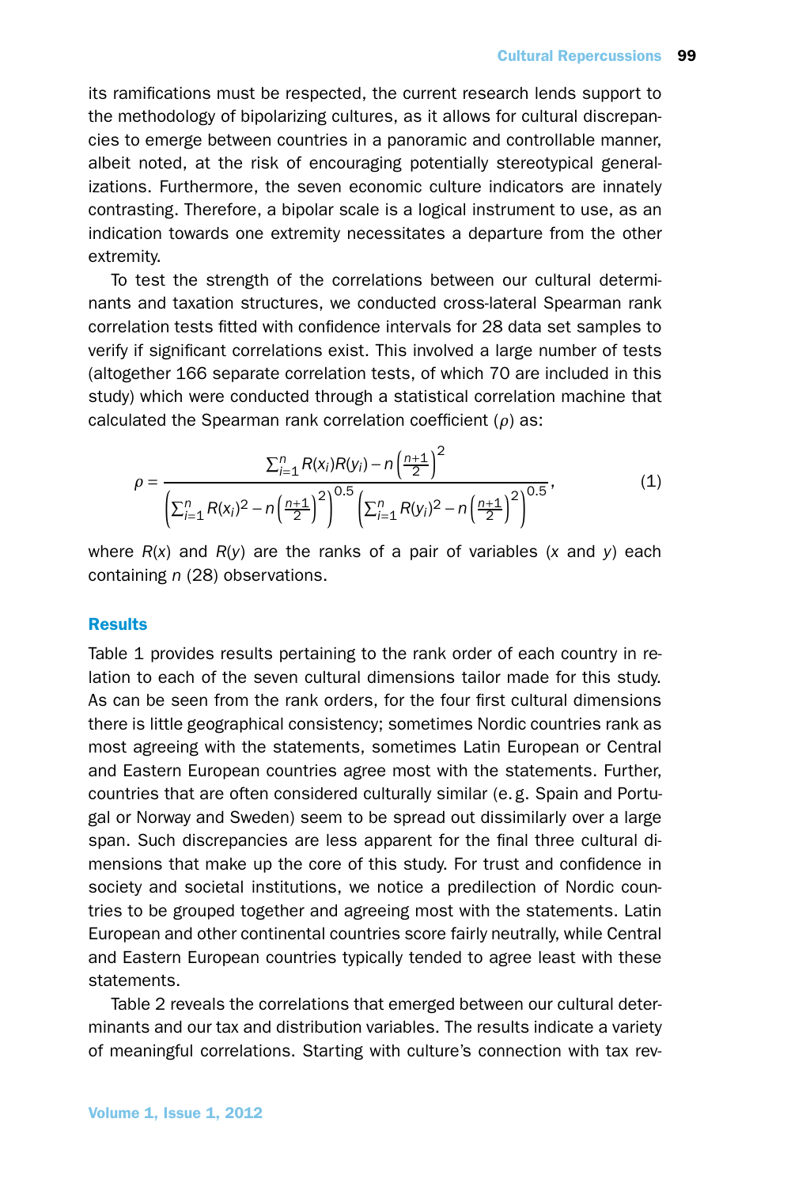its ramifications must be respected, the current research lends support to the methodology of bipolarizing cultures, as it allows for cultural discrepancies to emerge between countries in a panoramic and controllable manner, albeit noted, at the risk of encouraging potentially stereotypical generalizations. Furthermore, the seven economic culture indicators are innately contrasting. Therefore, a bipolar scale is a logical instrument to use, as an indication towards one extremity necessitates a departure from the other extremity.

To test the strength of the correlations between our cultural determinants and taxation structures, we conducted cross-lateral Spearman rank correlation tests fitted with confidence intervals for 28 data set samples to verify if significant correlations exist. This involved a large number of tests (altogether 166 separate correlation tests, of which 70 are included in this study) which were conducted through a statistical correlation machine that calculated the Spearman rank correlation coefficient ($\rho$) as:

$$\rho = \frac{\sum_{i=1}^{n} R(x_i)R(y_i) - n\left(\frac{n+1}{2}\right)^2}{\left(\sum_{i=1}^{n} R(x_i)^2 - n\left(\frac{n+1}{2}\right)^2\right)^{0.5}\left(\sum_{i=1}^{n} R(y_i)^2 - n\left(\frac{n+1}{2}\right)^2\right)^{0.5}}, \quad (1)$$

where $R(x)$ and $R(y)$ are the ranks of a pair of variables ($x$ and $y$) each containing $n$ (28) observations.

## Results

Table 1 provides results pertaining to the rank order of each country in relation to each of the seven cultural dimensions tailor made for this study. As can be seen from the rank orders, for the four first cultural dimensions there is little geographical consistency; sometimes Nordic countries rank as most agreeing with the statements, sometimes Latin European or Central and Eastern European countries agree most with the statements. Further, countries that are often considered culturally similar (e.g. Spain and Portugal or Norway and Sweden) seem to be spread out dissimilarly over a large span. Such discrepancies are less apparent for the final three cultural dimensions that make up the core of this study. For trust and confidence in society and societal institutions, we notice a predilection of Nordic countries to be grouped together and agreeing most with the statements. Latin European and other continental countries score fairly neutrally, while Central and Eastern European countries typically tended to agree least with these statements.

Table 2 reveals the correlations that emerged between our cultural determinants and our tax and distribution variables. The results indicate a variety of meaningful correlations. Starting with culture's connection with tax rev-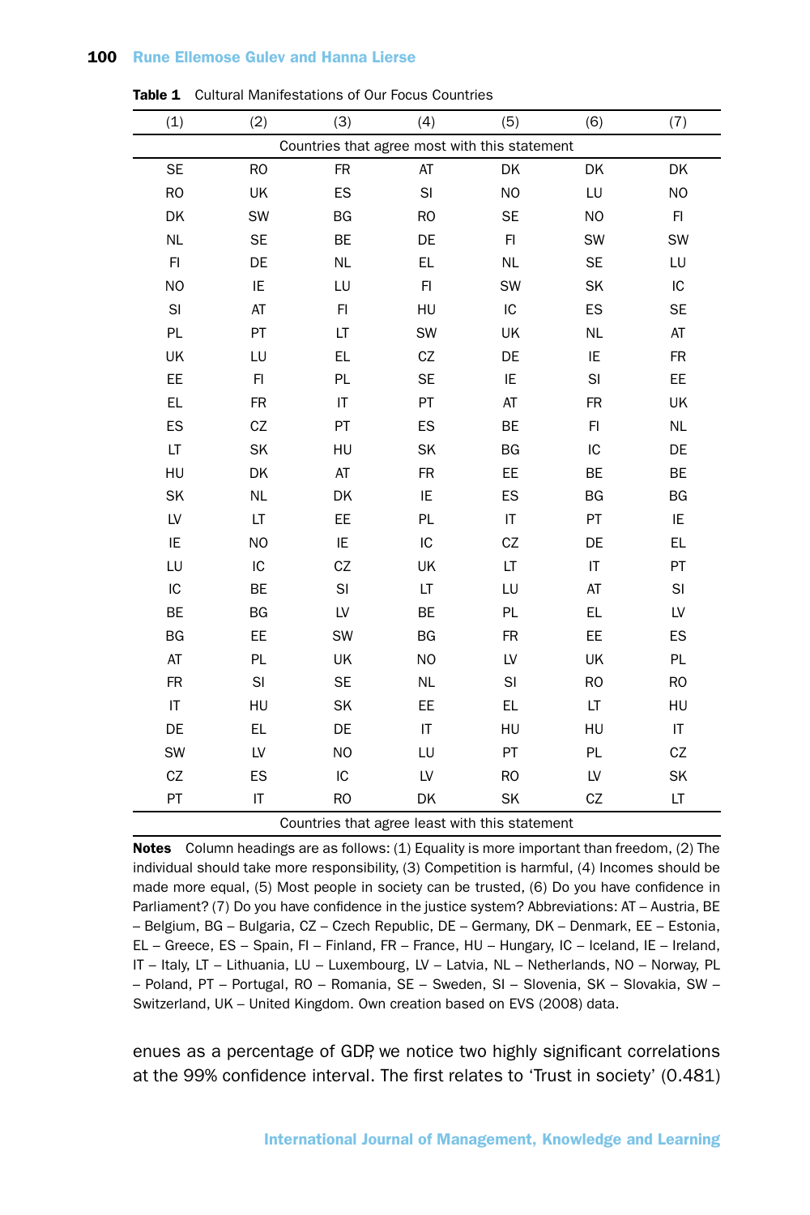**Table 1** Cultural Manifestations of Our Focus Countries

| (1) | (2) | (3) | (4) | (5) | (6) | (7) |
|---|---|---|---|---|---|---|
| Countries that agree most with this statement | | | | | | |
| SE | RO | FR | AT | DK | DK | DK |
| RO | UK | ES | SI | NO | LU | NO |
| DK | SW | BG | RO | SE | NO | FI |
| NL | SE | BE | DE | FI | SW | SW |
| FI | DE | NL | EL | NL | SE | LU |
| NO | IE | LU | FI | SW | SK | IC |
| SI | AT | FI | HU | IC | ES | SE |
| PL | PT | LT | SW | UK | NL | AT |
| UK | LU | EL | CZ | DE | IE | FR |
| EE | FI | PL | SE | IE | SI | EE |
| EL | FR | IT | PT | AT | FR | UK |
| ES | CZ | PT | ES | BE | FI | NL |
| LT | SK | HU | SK | BG | IC | DE |
| HU | DK | AT | FR | EE | BE | BE |
| SK | NL | DK | IE | ES | BG | BG |
| LV | LT | EE | PL | IT | PT | IE |
| IE | NO | IE | IC | CZ | DE | EL |
| LU | IC | CZ | UK | LT | IT | PT |
| IC | BE | SI | LT | LU | AT | SI |
| BE | BG | LV | BE | PL | EL | LV |
| BG | EE | SW | BG | FR | EE | ES |
| AT | PL | UK | NO | LV | UK | PL |
| FR | SI | SE | NL | SI | RO | RO |
| IT | HU | SK | EE | EL | LT | HU |
| DE | EL | DE | IT | HU | HU | IT |
| SW | LV | NO | LU | PT | PL | CZ |
| CZ | ES | IC | LV | RO | LV | SK |
| PT | IT | RO | DK | SK | CZ | LT |
| Countries that agree least with this statement | | | | | | |

**Notes** Column headings are as follows: (1) Equality is more important than freedom, (2) The individual should take more responsibility, (3) Competition is harmful, (4) Incomes should be made more equal, (5) Most people in society can be trusted, (6) Do you have confidence in Parliament? (7) Do you have confidence in the justice system? Abbreviations: AT – Austria, BE – Belgium, BG – Bulgaria, CZ – Czech Republic, DE – Germany, DK – Denmark, EE – Estonia, EL – Greece, ES – Spain, FI – Finland, FR – France, HU – Hungary, IC – Iceland, IE – Ireland, IT – Italy, LT – Lithuania, LU – Luxembourg, LV – Latvia, NL – Netherlands, NO – Norway, PL – Poland, PT – Portugal, RO – Romania, SE – Sweden, SI – Slovenia, SK – Slovakia, SW – Switzerland, UK – United Kingdom. Own creation based on EVS (2008) data.

enues as a percentage of GDP, we notice two highly significant correlations at the 99% confidence interval. The first relates to 'Trust in society' (0.481)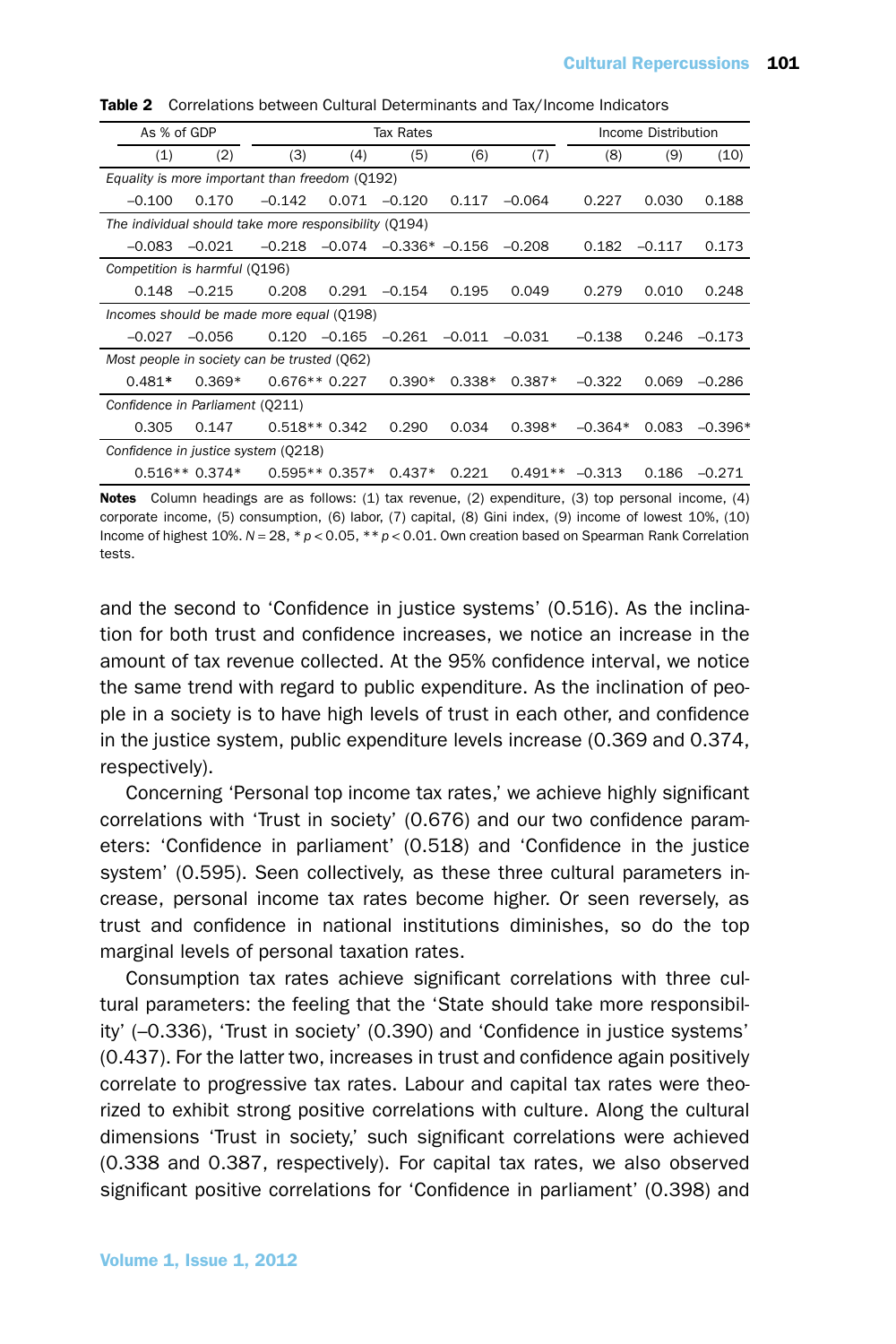**Table 2** Correlations between Cultural Determinants and Tax/Income Indicators

| As % of GDP | | Tax Rates | | | | | Income Distribution | | |
|---|---|---|---|---|---|---|---|---|---|
| (1) | (2) | (3) | (4) | (5) | (6) | (7) | (8) | (9) | (10) |
| *Equality is more important than freedom* (Q192) | | | | | | | | | |
| –0.100 | 0.170 | –0.142 | 0.071 | –0.120 | 0.117 | –0.064 | 0.227 | 0.030 | 0.188 |
| *The individual should take more responsibility* (Q194) | | | | | | | | | |
| –0.083 | –0.021 | –0.218 | –0.074 | –0.336* | –0.156 | –0.208 | 0.182 | –0.117 | 0.173 |
| *Competition is harmful* (Q196) | | | | | | | | | |
| 0.148 | –0.215 | 0.208 | 0.291 | –0.154 | 0.195 | 0.049 | 0.279 | 0.010 | 0.248 |
| *Incomes should be made more equal* (Q198) | | | | | | | | | |
| –0.027 | –0.056 | 0.120 | –0.165 | –0.261 | –0.011 | –0.031 | –0.138 | 0.246 | –0.173 |
| *Most people in society can be trusted* (Q62) | | | | | | | | | |
| 0.481* | 0.369* | 0.676** | 0.227 | 0.390* | 0.338* | 0.387* | –0.322 | 0.069 | –0.286 |
| *Confidence in Parliament* (Q211) | | | | | | | | | |
| 0.305 | 0.147 | 0.518** | 0.342 | 0.290 | 0.034 | 0.398* | –0.364* | 0.083 | –0.396* |
| *Confidence in justice system* (Q218) | | | | | | | | | |
| 0.516** | 0.374* | 0.595** | 0.357* | 0.437* | 0.221 | 0.491** | –0.313 | 0.186 | –0.271 |

**Notes** Column headings are as follows: (1) tax revenue, (2) expenditure, (3) top personal income, (4) corporate income, (5) consumption, (6) labor, (7) capital, (8) Gini index, (9) income of lowest 10%, (10) Income of highest 10%. $N = 28$, * $p < 0.05$, ** $p < 0.01$. Own creation based on Spearman Rank Correlation tests.

and the second to 'Confidence in justice systems' (0.516). As the inclination for both trust and confidence increases, we notice an increase in the amount of tax revenue collected. At the 95% confidence interval, we notice the same trend with regard to public expenditure. As the inclination of people in a society is to have high levels of trust in each other, and confidence in the justice system, public expenditure levels increase (0.369 and 0.374, respectively).

Concerning 'Personal top income tax rates,' we achieve highly significant correlations with 'Trust in society' (0.676) and our two confidence parameters: 'Confidence in parliament' (0.518) and 'Confidence in the justice system' (0.595). Seen collectively, as these three cultural parameters increase, personal income tax rates become higher. Or seen reversely, as trust and confidence in national institutions diminishes, so do the top marginal levels of personal taxation rates.

Consumption tax rates achieve significant correlations with three cultural parameters: the feeling that the 'State should take more responsibility' (–0.336), 'Trust in society' (0.390) and 'Confidence in justice systems' (0.437). For the latter two, increases in trust and confidence again positively correlate to progressive tax rates. Labour and capital tax rates were theorized to exhibit strong positive correlations with culture. Along the cultural dimensions 'Trust in society,' such significant correlations were achieved (0.338 and 0.387, respectively). For capital tax rates, we also observed significant positive correlations for 'Confidence in parliament' (0.398) and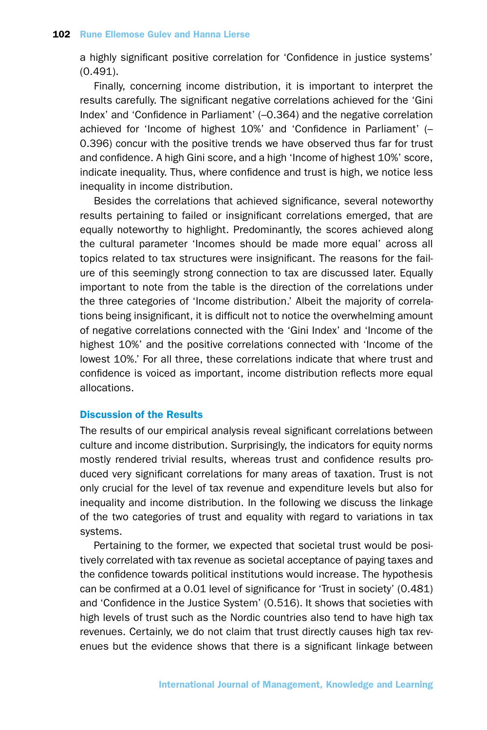a highly significant positive correlation for 'Confidence in justice systems' (0.491).

Finally, concerning income distribution, it is important to interpret the results carefully. The significant negative correlations achieved for the 'Gini Index' and 'Confidence in Parliament' (–0.364) and the negative correlation achieved for 'Income of highest 10%' and 'Confidence in Parliament' (–0.396) concur with the positive trends we have observed thus far for trust and confidence. A high Gini score, and a high 'Income of highest 10%' score, indicate inequality. Thus, where confidence and trust is high, we notice less inequality in income distribution.

Besides the correlations that achieved significance, several noteworthy results pertaining to failed or insignificant correlations emerged, that are equally noteworthy to highlight. Predominantly, the scores achieved along the cultural parameter 'Incomes should be made more equal' across all topics related to tax structures were insignificant. The reasons for the failure of this seemingly strong connection to tax are discussed later. Equally important to note from the table is the direction of the correlations under the three categories of 'Income distribution.' Albeit the majority of correlations being insignificant, it is difficult not to notice the overwhelming amount of negative correlations connected with the 'Gini Index' and 'Income of the highest 10%' and the positive correlations connected with 'Income of the lowest 10%.' For all three, these correlations indicate that where trust and confidence is voiced as important, income distribution reflects more equal allocations.

### Discussion of the Results

The results of our empirical analysis reveal significant correlations between culture and income distribution. Surprisingly, the indicators for equity norms mostly rendered trivial results, whereas trust and confidence results produced very significant correlations for many areas of taxation. Trust is not only crucial for the level of tax revenue and expenditure levels but also for inequality and income distribution. In the following we discuss the linkage of the two categories of trust and equality with regard to variations in tax systems.

Pertaining to the former, we expected that societal trust would be positively correlated with tax revenue as societal acceptance of paying taxes and the confidence towards political institutions would increase. The hypothesis can be confirmed at a 0.01 level of significance for 'Trust in society' (0.481) and 'Confidence in the Justice System' (0.516). It shows that societies with high levels of trust such as the Nordic countries also tend to have high tax revenues. Certainly, we do not claim that trust directly causes high tax revenues but the evidence shows that there is a significant linkage between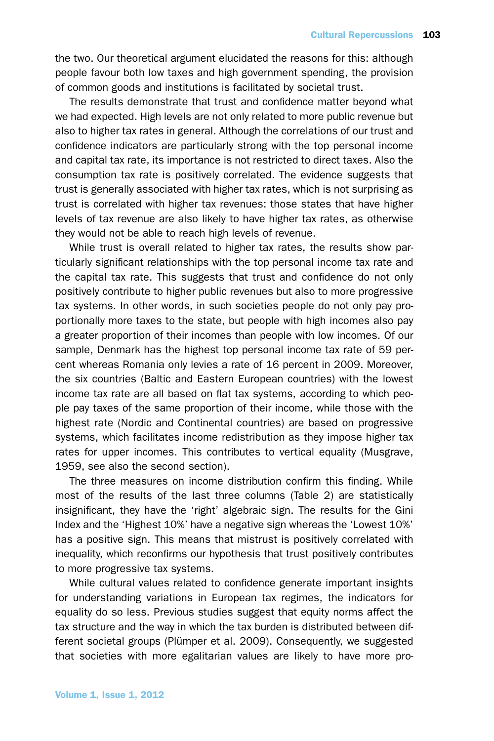the two. Our theoretical argument elucidated the reasons for this: although people favour both low taxes and high government spending, the provision of common goods and institutions is facilitated by societal trust.

The results demonstrate that trust and confidence matter beyond what we had expected. High levels are not only related to more public revenue but also to higher tax rates in general. Although the correlations of our trust and confidence indicators are particularly strong with the top personal income and capital tax rate, its importance is not restricted to direct taxes. Also the consumption tax rate is positively correlated. The evidence suggests that trust is generally associated with higher tax rates, which is not surprising as trust is correlated with higher tax revenues: those states that have higher levels of tax revenue are also likely to have higher tax rates, as otherwise they would not be able to reach high levels of revenue.

While trust is overall related to higher tax rates, the results show particularly significant relationships with the top personal income tax rate and the capital tax rate. This suggests that trust and confidence do not only positively contribute to higher public revenues but also to more progressive tax systems. In other words, in such societies people do not only pay proportionally more taxes to the state, but people with high incomes also pay a greater proportion of their incomes than people with low incomes. Of our sample, Denmark has the highest top personal income tax rate of 59 percent whereas Romania only levies a rate of 16 percent in 2009. Moreover, the six countries (Baltic and Eastern European countries) with the lowest income tax rate are all based on flat tax systems, according to which people pay taxes of the same proportion of their income, while those with the highest rate (Nordic and Continental countries) are based on progressive systems, which facilitates income redistribution as they impose higher tax rates for upper incomes. This contributes to vertical equality (Musgrave, 1959, see also the second section).

The three measures on income distribution confirm this finding. While most of the results of the last three columns (Table 2) are statistically insignificant, they have the 'right' algebraic sign. The results for the Gini Index and the 'Highest 10%' have a negative sign whereas the 'Lowest 10%' has a positive sign. This means that mistrust is positively correlated with inequality, which reconfirms our hypothesis that trust positively contributes to more progressive tax systems.

While cultural values related to confidence generate important insights for understanding variations in European tax regimes, the indicators for equality do so less. Previous studies suggest that equity norms affect the tax structure and the way in which the tax burden is distributed between different societal groups (Plümper et al. 2009). Consequently, we suggested that societies with more egalitarian values are likely to have more pro-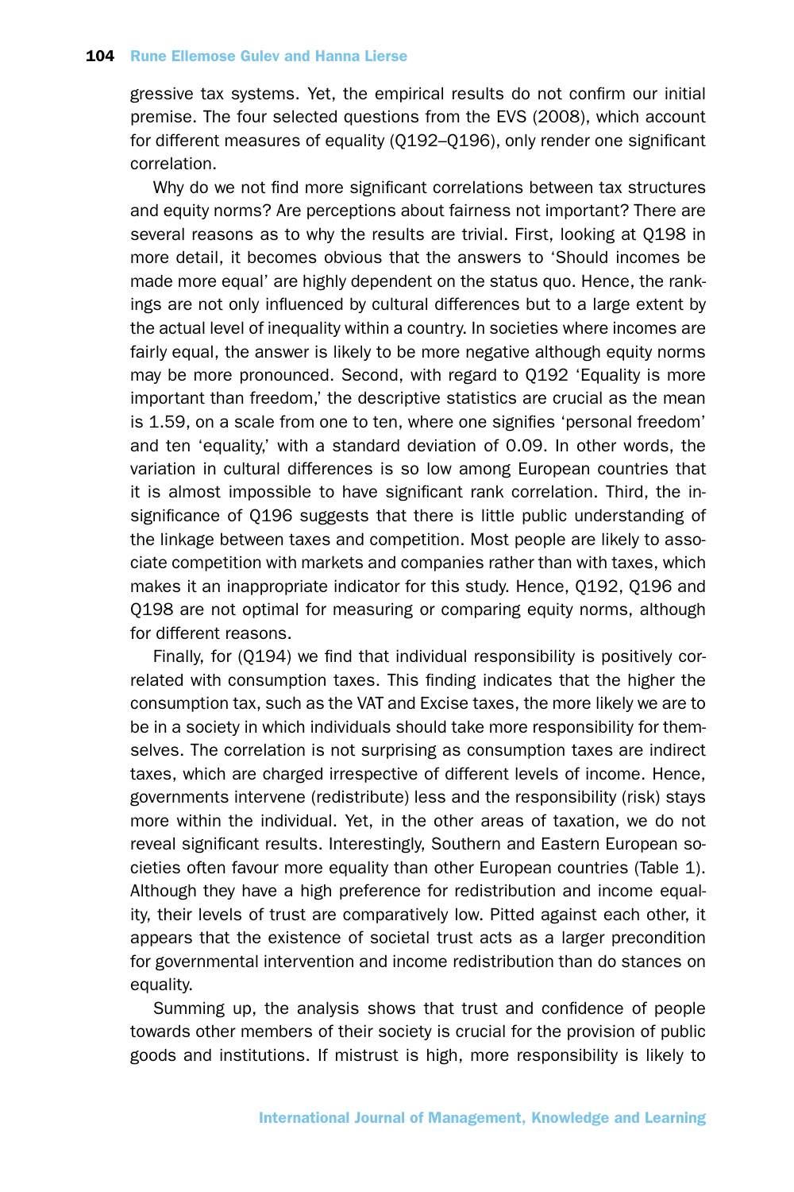gressive tax systems. Yet, the empirical results do not confirm our initial premise. The four selected questions from the EVS (2008), which account for different measures of equality (Q192–Q196), only render one significant correlation.

Why do we not find more significant correlations between tax structures and equity norms? Are perceptions about fairness not important? There are several reasons as to why the results are trivial. First, looking at Q198 in more detail, it becomes obvious that the answers to 'Should incomes be made more equal' are highly dependent on the status quo. Hence, the rankings are not only influenced by cultural differences but to a large extent by the actual level of inequality within a country. In societies where incomes are fairly equal, the answer is likely to be more negative although equity norms may be more pronounced. Second, with regard to Q192 'Equality is more important than freedom,' the descriptive statistics are crucial as the mean is 1.59, on a scale from one to ten, where one signifies 'personal freedom' and ten 'equality,' with a standard deviation of 0.09. In other words, the variation in cultural differences is so low among European countries that it is almost impossible to have significant rank correlation. Third, the insignificance of Q196 suggests that there is little public understanding of the linkage between taxes and competition. Most people are likely to associate competition with markets and companies rather than with taxes, which makes it an inappropriate indicator for this study. Hence, Q192, Q196 and Q198 are not optimal for measuring or comparing equity norms, although for different reasons.

Finally, for (Q194) we find that individual responsibility is positively correlated with consumption taxes. This finding indicates that the higher the consumption tax, such as the VAT and Excise taxes, the more likely we are to be in a society in which individuals should take more responsibility for themselves. The correlation is not surprising as consumption taxes are indirect taxes, which are charged irrespective of different levels of income. Hence, governments intervene (redistribute) less and the responsibility (risk) stays more within the individual. Yet, in the other areas of taxation, we do not reveal significant results. Interestingly, Southern and Eastern European societies often favour more equality than other European countries (Table 1). Although they have a high preference for redistribution and income equality, their levels of trust are comparatively low. Pitted against each other, it appears that the existence of societal trust acts as a larger precondition for governmental intervention and income redistribution than do stances on equality.

Summing up, the analysis shows that trust and confidence of people towards other members of their society is crucial for the provision of public goods and institutions. If mistrust is high, more responsibility is likely to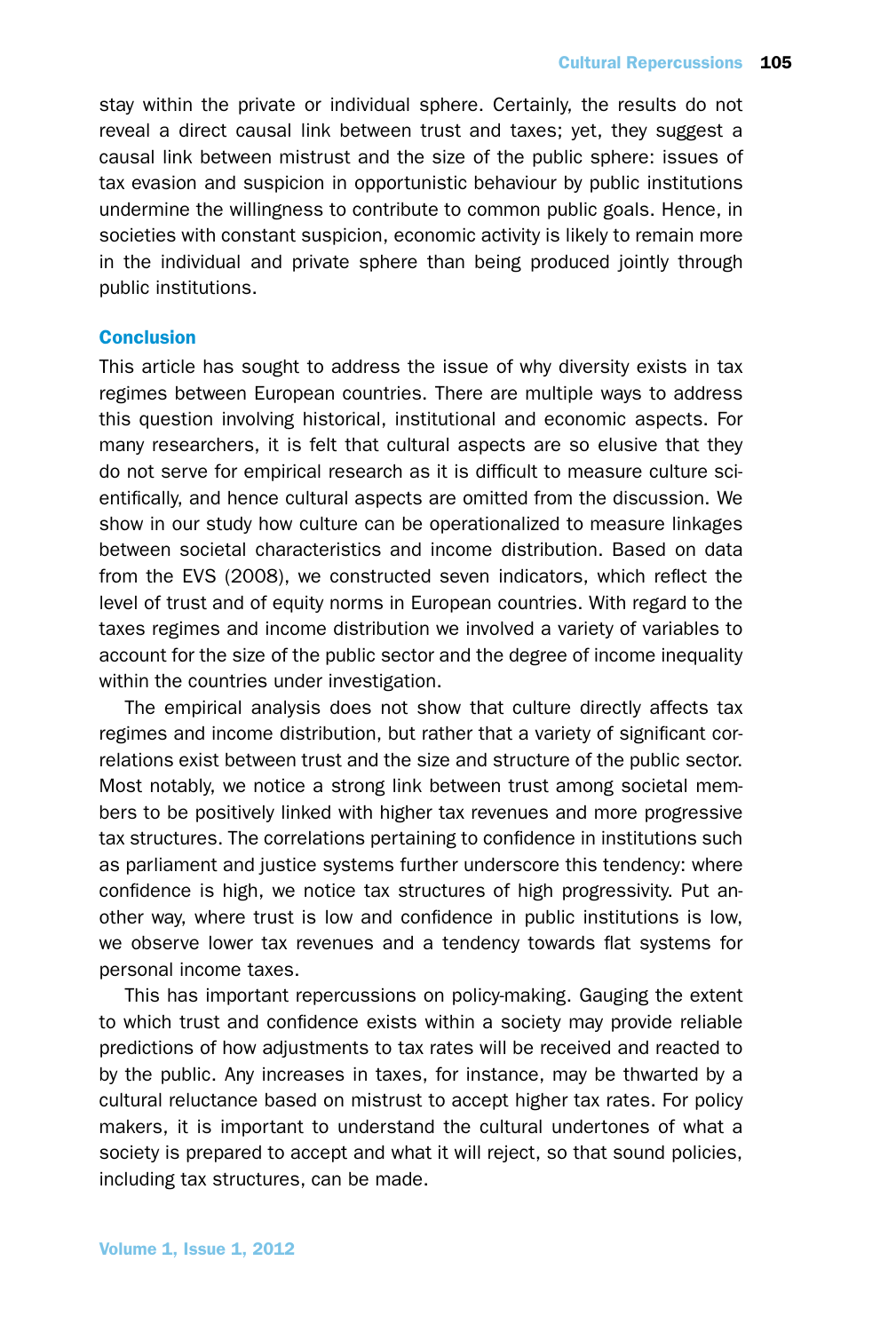stay within the private or individual sphere. Certainly, the results do not reveal a direct causal link between trust and taxes; yet, they suggest a causal link between mistrust and the size of the public sphere: issues of tax evasion and suspicion in opportunistic behaviour by public institutions undermine the willingness to contribute to common public goals. Hence, in societies with constant suspicion, economic activity is likely to remain more in the individual and private sphere than being produced jointly through public institutions.

## Conclusion

This article has sought to address the issue of why diversity exists in tax regimes between European countries. There are multiple ways to address this question involving historical, institutional and economic aspects. For many researchers, it is felt that cultural aspects are so elusive that they do not serve for empirical research as it is difficult to measure culture scientifically, and hence cultural aspects are omitted from the discussion. We show in our study how culture can be operationalized to measure linkages between societal characteristics and income distribution. Based on data from the EVS (2008), we constructed seven indicators, which reflect the level of trust and of equity norms in European countries. With regard to the taxes regimes and income distribution we involved a variety of variables to account for the size of the public sector and the degree of income inequality within the countries under investigation.

The empirical analysis does not show that culture directly affects tax regimes and income distribution, but rather that a variety of significant correlations exist between trust and the size and structure of the public sector. Most notably, we notice a strong link between trust among societal members to be positively linked with higher tax revenues and more progressive tax structures. The correlations pertaining to confidence in institutions such as parliament and justice systems further underscore this tendency: where confidence is high, we notice tax structures of high progressivity. Put another way, where trust is low and confidence in public institutions is low, we observe lower tax revenues and a tendency towards flat systems for personal income taxes.

This has important repercussions on policy-making. Gauging the extent to which trust and confidence exists within a society may provide reliable predictions of how adjustments to tax rates will be received and reacted to by the public. Any increases in taxes, for instance, may be thwarted by a cultural reluctance based on mistrust to accept higher tax rates. For policy makers, it is important to understand the cultural undertones of what a society is prepared to accept and what it will reject, so that sound policies, including tax structures, can be made.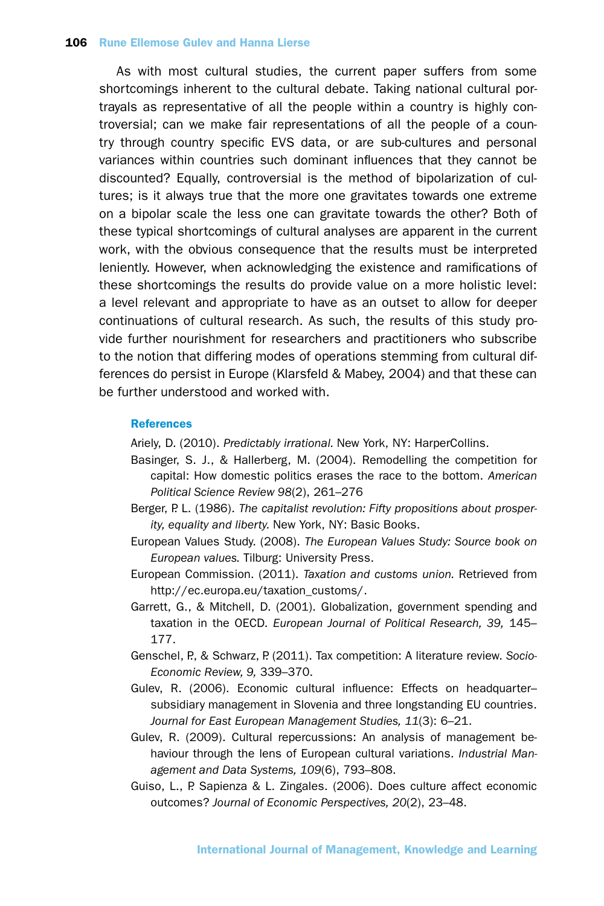As with most cultural studies, the current paper suffers from some shortcomings inherent to the cultural debate. Taking national cultural portrayals as representative of all the people within a country is highly controversial; can we make fair representations of all the people of a country through country specific EVS data, or are sub-cultures and personal variances within countries such dominant influences that they cannot be discounted? Equally, controversial is the method of bipolarization of cultures; is it always true that the more one gravitates towards one extreme on a bipolar scale the less one can gravitate towards the other? Both of these typical shortcomings of cultural analyses are apparent in the current work, with the obvious consequence that the results must be interpreted leniently. However, when acknowledging the existence and ramifications of these shortcomings the results do provide value on a more holistic level: a level relevant and appropriate to have as an outset to allow for deeper continuations of cultural research. As such, the results of this study provide further nourishment for researchers and practitioners who subscribe to the notion that differing modes of operations stemming from cultural differences do persist in Europe (Klarsfeld & Mabey, 2004) and that these can be further understood and worked with.

## References

Ariely, D. (2010). *Predictably irrational.* New York, NY: HarperCollins.

Basinger, S. J., & Hallerberg, M. (2004). Remodelling the competition for capital: How domestic politics erases the race to the bottom. *American Political Science Review 98*(2), 261–276

Berger, P. L. (1986). *The capitalist revolution: Fifty propositions about prosperity, equality and liberty.* New York, NY: Basic Books.

European Values Study. (2008). *The European Values Study: Source book on European values.* Tilburg: University Press.

European Commission. (2011). *Taxation and customs union.* Retrieved from http://ec.europa.eu/taxation_customs/.

Garrett, G., & Mitchell, D. (2001). Globalization, government spending and taxation in the OECD. *European Journal of Political Research, 39,* 145–177.

Genschel, P., & Schwarz, P. (2011). Tax competition: A literature review. *Socio-Economic Review, 9,* 339–370.

Gulev, R. (2006). Economic cultural influence: Effects on headquarter–subsidiary management in Slovenia and three longstanding EU countries. *Journal for East European Management Studies, 11*(3): 6–21.

Gulev, R. (2009). Cultural repercussions: An analysis of management behaviour through the lens of European cultural variations. *Industrial Management and Data Systems, 109*(6), 793–808.

Guiso, L., P. Sapienza & L. Zingales. (2006). Does culture affect economic outcomes? *Journal of Economic Perspectives, 20*(2), 23–48.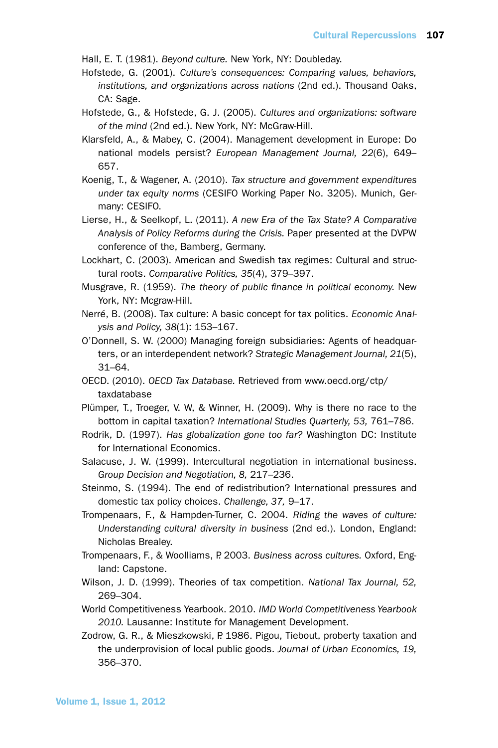Hall, E. T. (1981). *Beyond culture.* New York, NY: Doubleday.

Hofstede, G. (2001). *Culture's consequences: Comparing values, behaviors, institutions, and organizations across nations* (2nd ed.). Thousand Oaks, CA: Sage.

Hofstede, G., & Hofstede, G. J. (2005). *Cultures and organizations: software of the mind* (2nd ed.). New York, NY: McGraw-Hill.

Klarsfeld, A., & Mabey, C. (2004). Management development in Europe: Do national models persist? *European Management Journal, 22*(6), 649–657.

Koenig, T., & Wagener, A. (2010). *Tax structure and government expenditures under tax equity norms* (CESIFO Working Paper No. 3205). Munich, Germany: CESIFO.

Lierse, H., & Seelkopf, L. (2011). *A new Era of the Tax State? A Comparative Analysis of Policy Reforms during the Crisis.* Paper presented at the DVPW conference of the, Bamberg, Germany.

Lockhart, C. (2003). American and Swedish tax regimes: Cultural and structural roots. *Comparative Politics, 35*(4), 379–397.

Musgrave, R. (1959). *The theory of public finance in political economy.* New York, NY: Mcgraw-Hill.

Nerré, B. (2008). Tax culture: A basic concept for tax politics. *Economic Analysis and Policy, 38*(1): 153–167.

O'Donnell, S. W. (2000) Managing foreign subsidiaries: Agents of headquarters, or an interdependent network? *Strategic Management Journal, 21*(5), 31–64.

OECD. (2010). *OECD Tax Database.* Retrieved from www.oecd.org/ctp/taxdatabase

Plümper, T., Troeger, V. W., & Winner, H. (2009). Why is there no race to the bottom in capital taxation? *International Studies Quarterly, 53,* 761–786.

Rodrik, D. (1997). *Has globalization gone too far?* Washington DC: Institute for International Economics.

Salacuse, J. W. (1999). Intercultural negotiation in international business. *Group Decision and Negotiation, 8,* 217–236.

Steinmo, S. (1994). The end of redistribution? International pressures and domestic tax policy choices. *Challenge, 37,* 9–17.

Trompenaars, F., & Hampden-Turner, C. 2004. *Riding the waves of culture: Understanding cultural diversity in business* (2nd ed.). London, England: Nicholas Brealey.

Trompenaars, F., & Woolliams, P. 2003. *Business across cultures.* Oxford, England: Capstone.

Wilson, J. D. (1999). Theories of tax competition. *National Tax Journal, 52,* 269–304.

World Competitiveness Yearbook. 2010. *IMD World Competitiveness Yearbook 2010.* Lausanne: Institute for Management Development.

Zodrow, G. R., & Mieszkowski, P. 1986. Pigou, Tiebout, proberty taxation and the underprovision of local public goods. *Journal of Urban Economics, 19,* 356–370.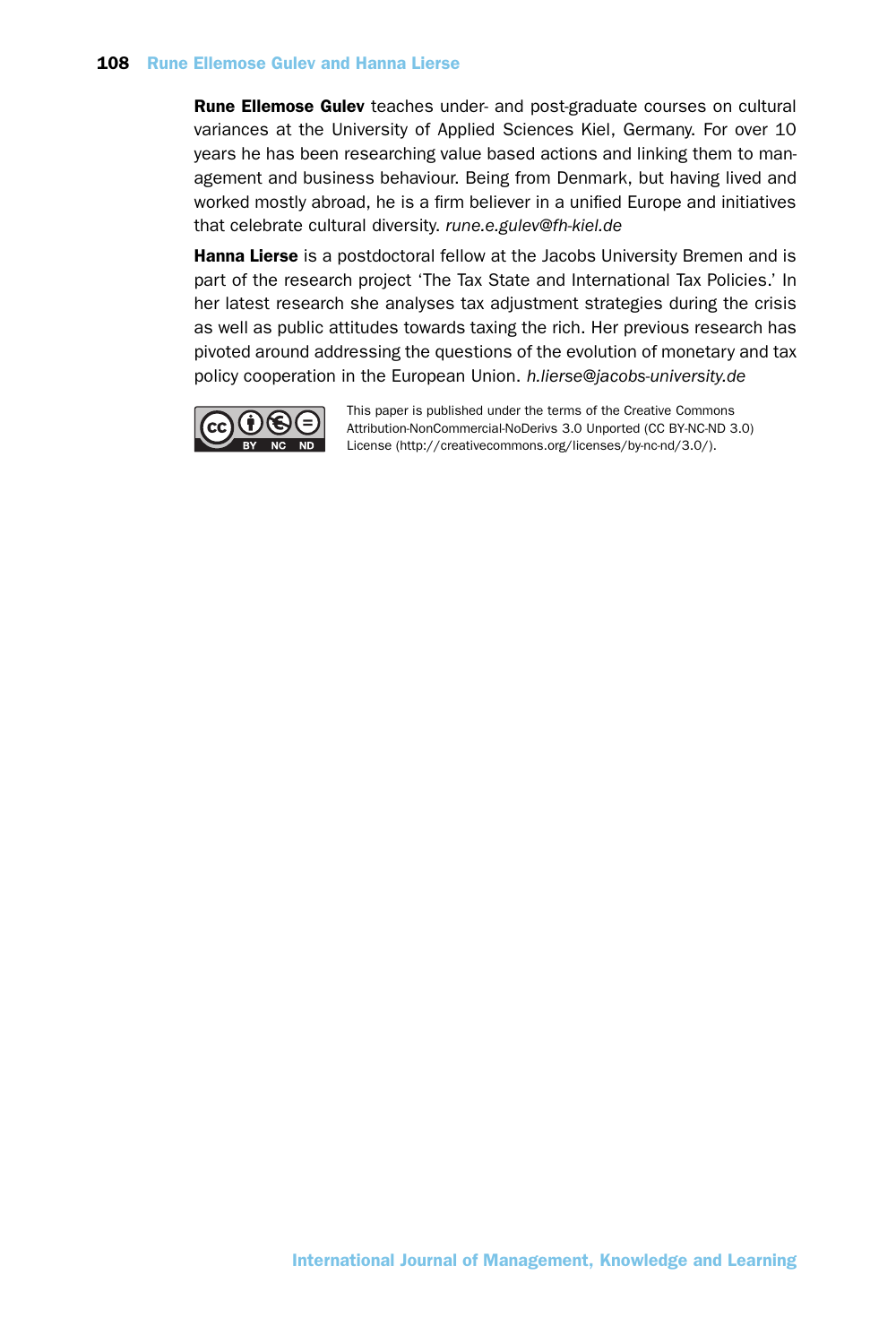**Rune Ellemose Gulev** teaches under- and post-graduate courses on cultural variances at the University of Applied Sciences Kiel, Germany. For over 10 years he has been researching value based actions and linking them to management and business behaviour. Being from Denmark, but having lived and worked mostly abroad, he is a firm believer in a unified Europe and initiatives that celebrate cultural diversity. *rune.e.gulev@fh-kiel.de*

**Hanna Lierse** is a postdoctoral fellow at the Jacobs University Bremen and is part of the research project 'The Tax State and International Tax Policies.' In her latest research she analyses tax adjustment strategies during the crisis as well as public attitudes towards taxing the rich. Her previous research has pivoted around addressing the questions of the evolution of monetary and tax policy cooperation in the European Union. *h.lierse@jacobs-university.de*

This paper is published under the terms of the Creative Commons Attribution-NonCommercial-NoDerivs 3.0 Unported (CC BY-NC-ND 3.0) License (http://creativecommons.org/licenses/by-nc-nd/3.0/).